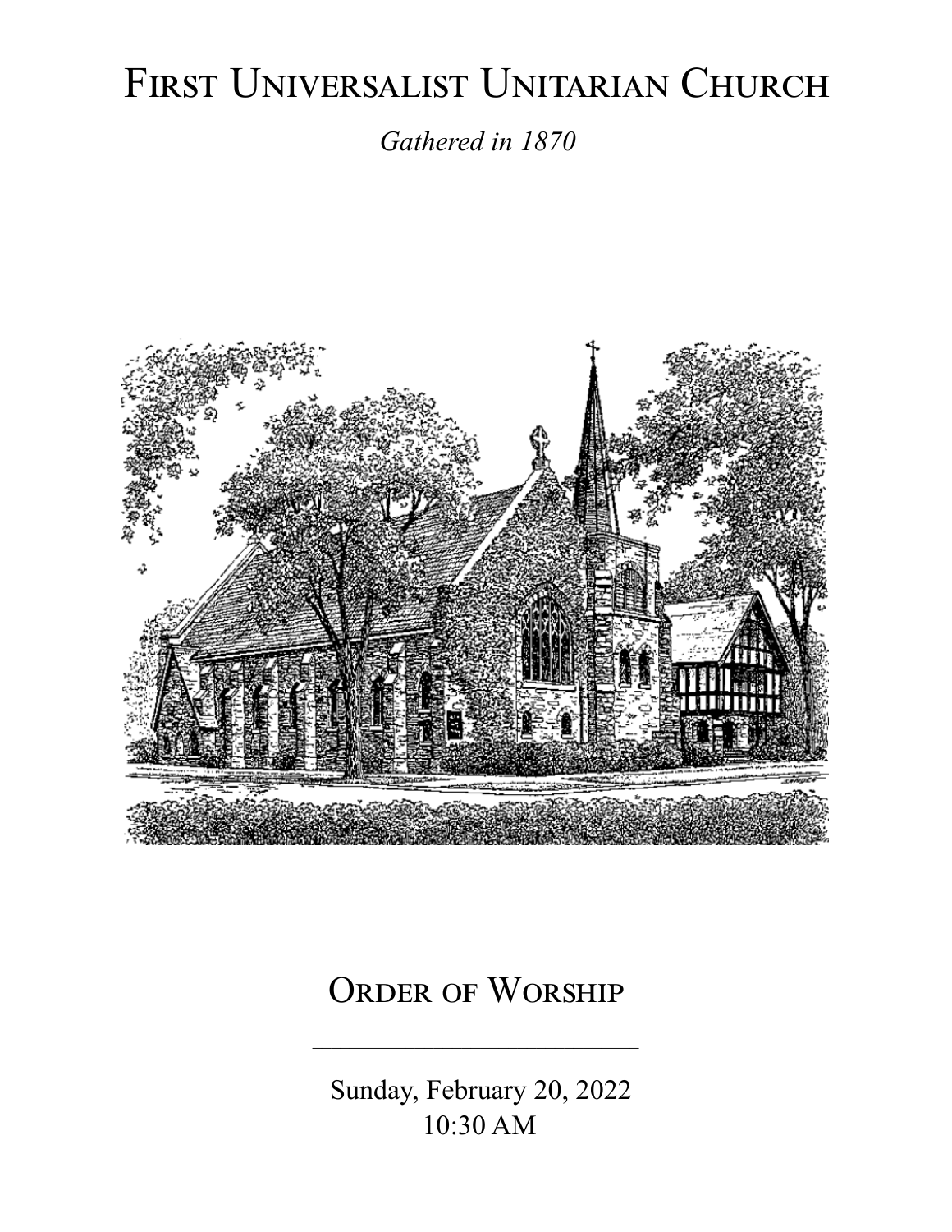# First Universalist Unitarian Church

*Gathered in 1870*

## Order of Worship

Sunday, February 20, 2022
10:30 AM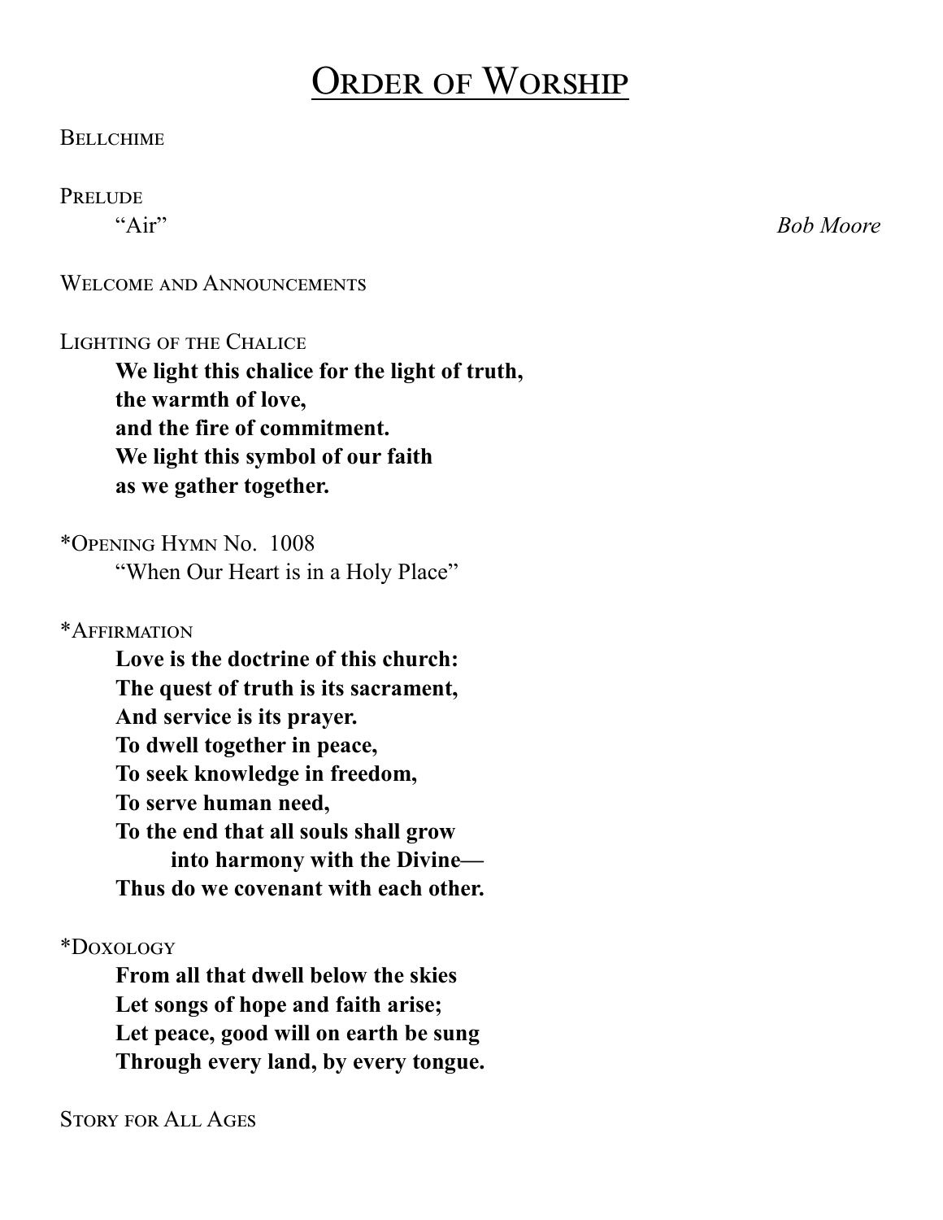# Order of Worship

Bellchime

Prelude

"Air" *Bob Moore*

Welcome and Announcements

Lighting of the Chalice

**We light this chalice for the light of truth,**
**the warmth of love,**
**and the fire of commitment.**
**We light this symbol of our faith**
**as we gather together.**

*Opening Hymn No. 1008

"When Our Heart is in a Holy Place"

*Affirmation

**Love is the doctrine of this church:**
**The quest of truth is its sacrament,**
**And service is its prayer.**
**To dwell together in peace,**
**To seek knowledge in freedom,**
**To serve human need,**
**To the end that all souls shall grow**
**into harmony with the Divine—**
**Thus do we covenant with each other.**

*Doxology

**From all that dwell below the skies**
**Let songs of hope and faith arise;**
**Let peace, good will on earth be sung**
**Through every land, by every tongue.**

Story for All Ages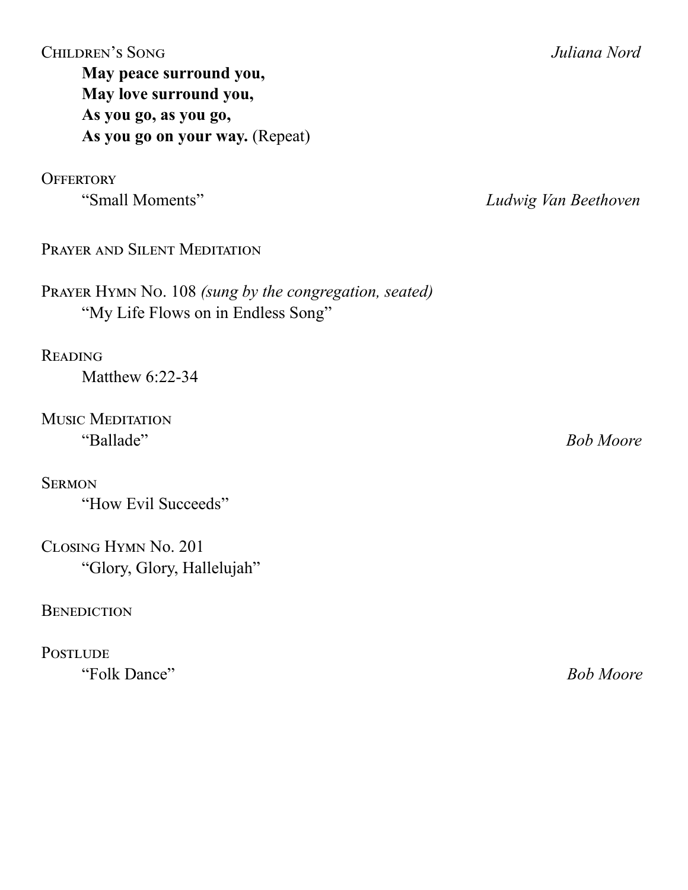Children's Song *Juliana Nord*

> **May peace surround you,**
> **May love surround you,**
> **As you go, as you go,**
> **As you go on your way.** (Repeat)

Offertory

> "Small Moments" *Ludwig Van Beethoven*

Prayer and Silent Meditation

Prayer Hymn No. 108 *(sung by the congregation, seated)*

> "My Life Flows on in Endless Song"

Reading

> Matthew 6:22-34

Music Meditation

> "Ballade" *Bob Moore*

Sermon

> "How Evil Succeeds"

Closing Hymn No. 201

> "Glory, Glory, Hallelujah"

Benediction

Postlude

> "Folk Dance" *Bob Moore*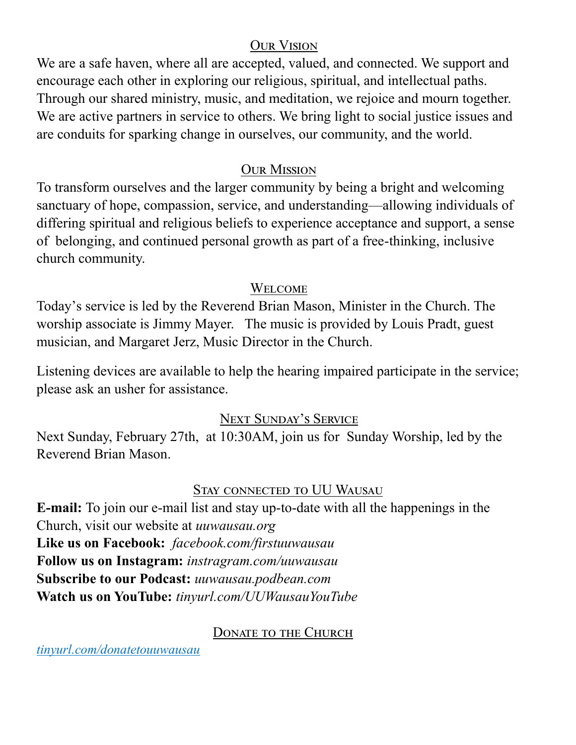## Our Vision

We are a safe haven, where all are accepted, valued, and connected. We support and encourage each other in exploring our religious, spiritual, and intellectual paths. Through our shared ministry, music, and meditation, we rejoice and mourn together. We are active partners in service to others. We bring light to social justice issues and are conduits for sparking change in ourselves, our community, and the world.

## Our Mission

To transform ourselves and the larger community by being a bright and welcoming sanctuary of hope, compassion, service, and understanding—allowing individuals of differing spiritual and religious beliefs to experience acceptance and support, a sense of belonging, and continued personal growth as part of a free-thinking, inclusive church community.

## Welcome

Today's service is led by the Reverend Brian Mason, Minister in the Church. The worship associate is Jimmy Mayer. The music is provided by Louis Pradt, guest musician, and Margaret Jerz, Music Director in the Church.

Listening devices are available to help the hearing impaired participate in the service; please ask an usher for assistance.

## Next Sunday's Service

Next Sunday, February 27th, at 10:30AM, join us for Sunday Worship, led by the Reverend Brian Mason.

## Stay connected to UU Wausau

**E-mail:** To join our e-mail list and stay up-to-date with all the happenings in the Church, visit our website at *uuwausau.org*
**Like us on Facebook:** *facebook.com/firstuuwausau*
**Follow us on Instagram:** *instragram.com/uuwausau*
**Subscribe to our Podcast:** *uuwausau.podbean.com*
**Watch us on YouTube:** *tinyurl.com/UUWausauYouTube*

## Donate to the Church

*tinyurl.com/donatetouuwausau*